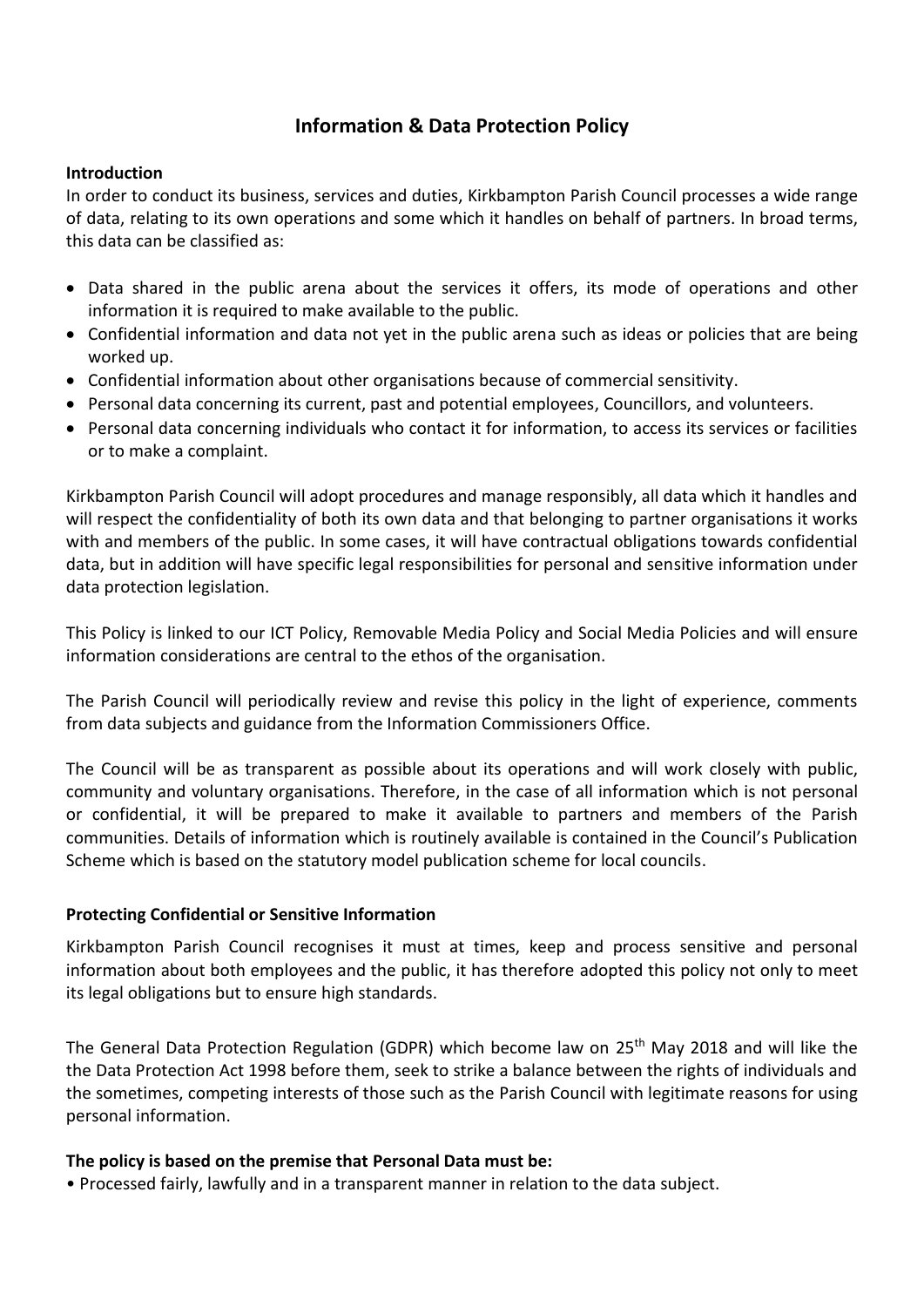# Information & Data Protection Policy

**Introduction**

In order to conduct its business, services and duties, Kirkbampton Parish Council processes a wide range of data, relating to its own operations and some which it handles on behalf of partners. In broad terms, this data can be classified as:

- Data shared in the public arena about the services it offers, its mode of operations and other information it is required to make available to the public.
- Confidential information and data not yet in the public arena such as ideas or policies that are being worked up.
- Confidential information about other organisations because of commercial sensitivity.
- Personal data concerning its current, past and potential employees, Councillors, and volunteers.
- Personal data concerning individuals who contact it for information, to access its services or facilities or to make a complaint.

Kirkbampton Parish Council will adopt procedures and manage responsibly, all data which it handles and will respect the confidentiality of both its own data and that belonging to partner organisations it works with and members of the public. In some cases, it will have contractual obligations towards confidential data, but in addition will have specific legal responsibilities for personal and sensitive information under data protection legislation.

This Policy is linked to our ICT Policy, Removable Media Policy and Social Media Policies and will ensure information considerations are central to the ethos of the organisation.

The Parish Council will periodically review and revise this policy in the light of experience, comments from data subjects and guidance from the Information Commissioners Office.

The Council will be as transparent as possible about its operations and will work closely with public, community and voluntary organisations. Therefore, in the case of all information which is not personal or confidential, it will be prepared to make it available to partners and members of the Parish communities. Details of information which is routinely available is contained in the Council's Publication Scheme which is based on the statutory model publication scheme for local councils.

**Protecting Confidential or Sensitive Information**

Kirkbampton Parish Council recognises it must at times, keep and process sensitive and personal information about both employees and the public, it has therefore adopted this policy not only to meet its legal obligations but to ensure high standards.

The General Data Protection Regulation (GDPR) which become law on 25th May 2018 and will like the the Data Protection Act 1998 before them, seek to strike a balance between the rights of individuals and the sometimes, competing interests of those such as the Parish Council with legitimate reasons for using personal information.

**The policy is based on the premise that Personal Data must be:**

• Processed fairly, lawfully and in a transparent manner in relation to the data subject.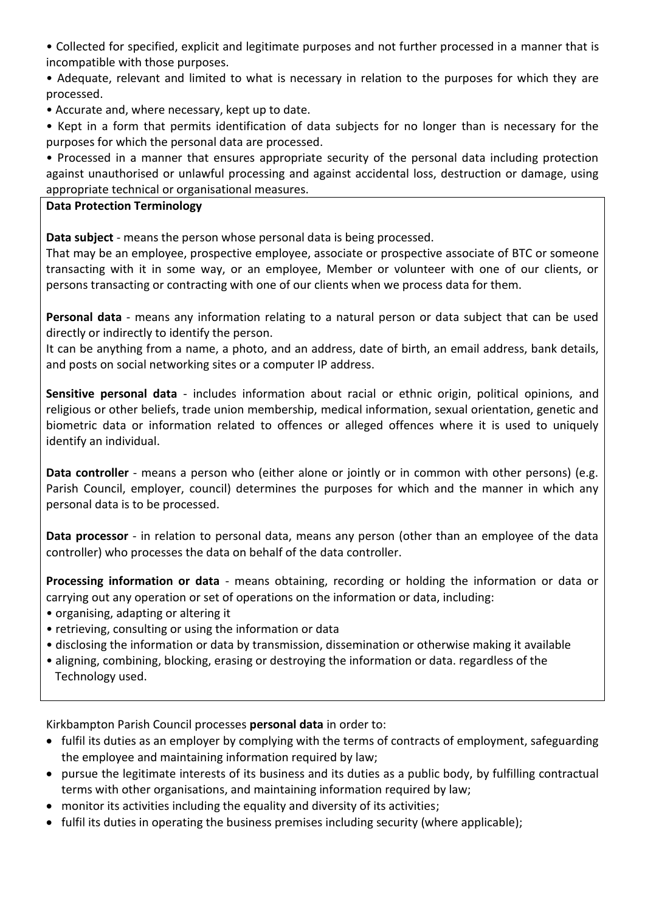- Collected for specified, explicit and legitimate purposes and not further processed in a manner that is incompatible with those purposes.
- Adequate, relevant and limited to what is necessary in relation to the purposes for which they are processed.
- Accurate and, where necessary, kept up to date.
- Kept in a form that permits identification of data subjects for no longer than is necessary for the purposes for which the personal data are processed.
- Processed in a manner that ensures appropriate security of the personal data including protection against unauthorised or unlawful processing and against accidental loss, destruction or damage, using appropriate technical or organisational measures.

**Data Protection Terminology**

**Data subject** - means the person whose personal data is being processed.
That may be an employee, prospective employee, associate or prospective associate of BTC or someone transacting with it in some way, or an employee, Member or volunteer with one of our clients, or persons transacting or contracting with one of our clients when we process data for them.

**Personal data** - means any information relating to a natural person or data subject that can be used directly or indirectly to identify the person.
It can be anything from a name, a photo, and an address, date of birth, an email address, bank details, and posts on social networking sites or a computer IP address.

**Sensitive personal data** - includes information about racial or ethnic origin, political opinions, and religious or other beliefs, trade union membership, medical information, sexual orientation, genetic and biometric data or information related to offences or alleged offences where it is used to uniquely identify an individual.

**Data controller** - means a person who (either alone or jointly or in common with other persons) (e.g. Parish Council, employer, council) determines the purposes for which and the manner in which any personal data is to be processed.

**Data processor** - in relation to personal data, means any person (other than an employee of the data controller) who processes the data on behalf of the data controller.

**Processing information or data** - means obtaining, recording or holding the information or data or carrying out any operation or set of operations on the information or data, including:

- organising, adapting or altering it
- retrieving, consulting or using the information or data
- disclosing the information or data by transmission, dissemination or otherwise making it available
- aligning, combining, blocking, erasing or destroying the information or data. regardless of the Technology used.

Kirkbampton Parish Council processes **personal data** in order to:

- fulfil its duties as an employer by complying with the terms of contracts of employment, safeguarding the employee and maintaining information required by law;
- pursue the legitimate interests of its business and its duties as a public body, by fulfilling contractual terms with other organisations, and maintaining information required by law;
- monitor its activities including the equality and diversity of its activities;
- fulfil its duties in operating the business premises including security (where applicable);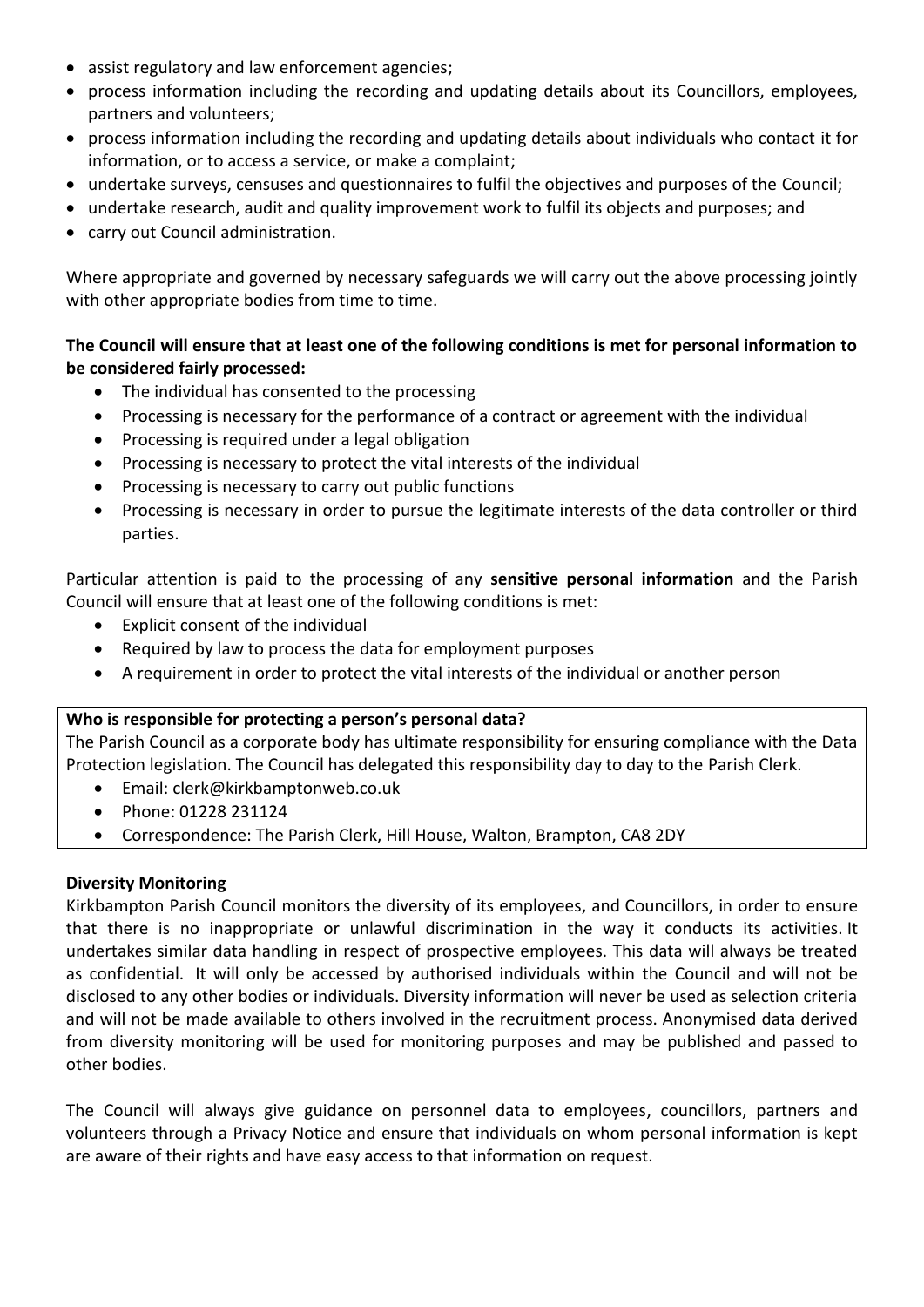- assist regulatory and law enforcement agencies;
- process information including the recording and updating details about its Councillors, employees, partners and volunteers;
- process information including the recording and updating details about individuals who contact it for information, or to access a service, or make a complaint;
- undertake surveys, censuses and questionnaires to fulfil the objectives and purposes of the Council;
- undertake research, audit and quality improvement work to fulfil its objects and purposes; and
- carry out Council administration.

Where appropriate and governed by necessary safeguards we will carry out the above processing jointly with other appropriate bodies from time to time.

**The Council will ensure that at least one of the following conditions is met for personal information to be considered fairly processed:**

- The individual has consented to the processing
- Processing is necessary for the performance of a contract or agreement with the individual
- Processing is required under a legal obligation
- Processing is necessary to protect the vital interests of the individual
- Processing is necessary to carry out public functions
- Processing is necessary in order to pursue the legitimate interests of the data controller or third parties.

Particular attention is paid to the processing of any **sensitive personal information** and the Parish Council will ensure that at least one of the following conditions is met:

- Explicit consent of the individual
- Required by law to process the data for employment purposes
- A requirement in order to protect the vital interests of the individual or another person

**Who is responsible for protecting a person's personal data?**

The Parish Council as a corporate body has ultimate responsibility for ensuring compliance with the Data Protection legislation. The Council has delegated this responsibility day to day to the Parish Clerk.

- Email: clerk@kirkbamptonweb.co.uk
- Phone: 01228 231124
- Correspondence: The Parish Clerk, Hill House, Walton, Brampton, CA8 2DY

**Diversity Monitoring**

Kirkbampton Parish Council monitors the diversity of its employees, and Councillors, in order to ensure that there is no inappropriate or unlawful discrimination in the way it conducts its activities. It undertakes similar data handling in respect of prospective employees. This data will always be treated as confidential. It will only be accessed by authorised individuals within the Council and will not be disclosed to any other bodies or individuals. Diversity information will never be used as selection criteria and will not be made available to others involved in the recruitment process. Anonymised data derived from diversity monitoring will be used for monitoring purposes and may be published and passed to other bodies.

The Council will always give guidance on personnel data to employees, councillors, partners and volunteers through a Privacy Notice and ensure that individuals on whom personal information is kept are aware of their rights and have easy access to that information on request.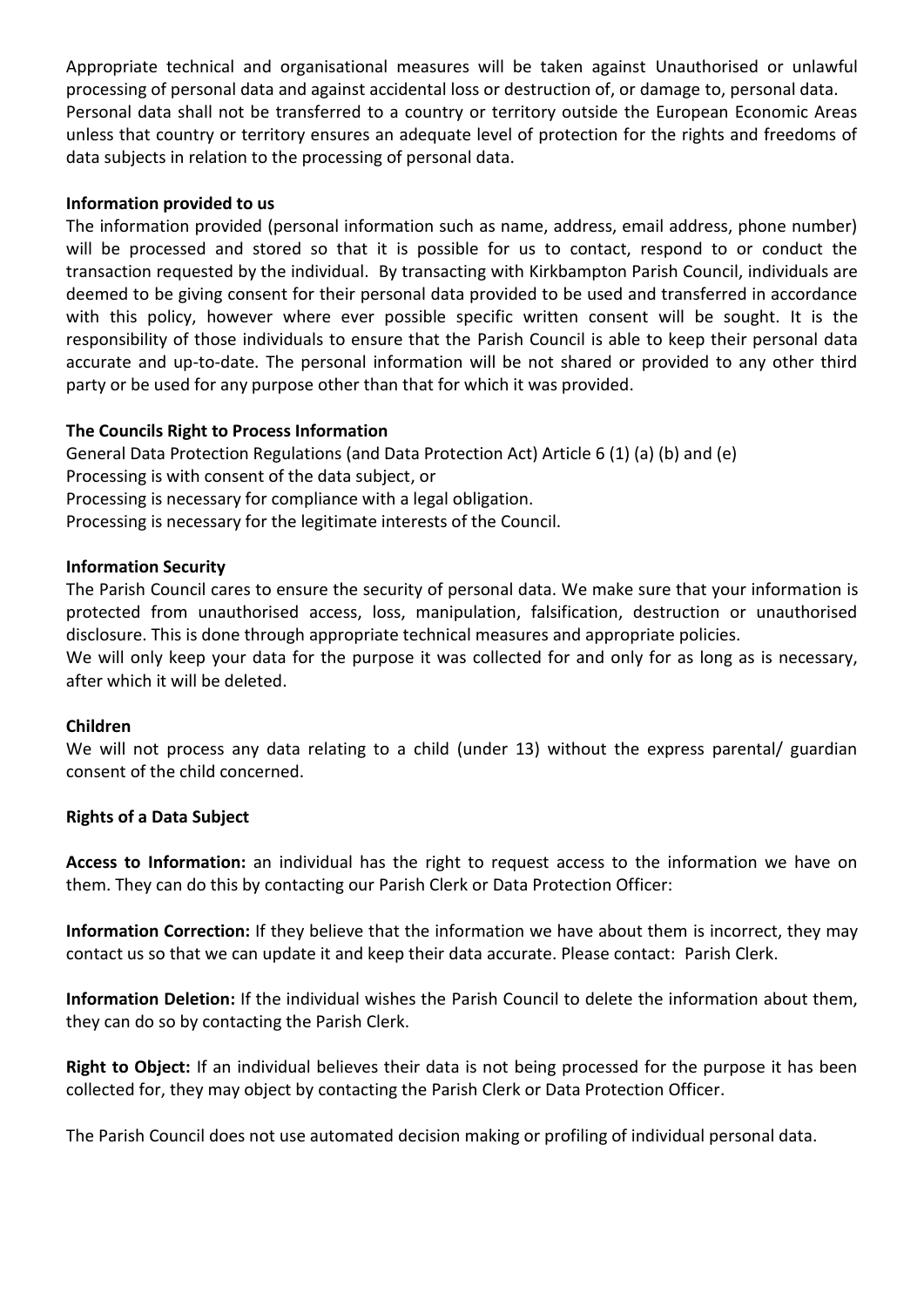Appropriate technical and organisational measures will be taken against Unauthorised or unlawful processing of personal data and against accidental loss or destruction of, or damage to, personal data. Personal data shall not be transferred to a country or territory outside the European Economic Areas unless that country or territory ensures an adequate level of protection for the rights and freedoms of data subjects in relation to the processing of personal data.

**Information provided to us**

The information provided (personal information such as name, address, email address, phone number) will be processed and stored so that it is possible for us to contact, respond to or conduct the transaction requested by the individual. By transacting with Kirkbampton Parish Council, individuals are deemed to be giving consent for their personal data provided to be used and transferred in accordance with this policy, however where ever possible specific written consent will be sought. It is the responsibility of those individuals to ensure that the Parish Council is able to keep their personal data accurate and up-to-date. The personal information will be not shared or provided to any other third party or be used for any purpose other than that for which it was provided.

**The Councils Right to Process Information**

General Data Protection Regulations (and Data Protection Act) Article 6 (1) (a) (b) and (e)
Processing is with consent of the data subject, or
Processing is necessary for compliance with a legal obligation.
Processing is necessary for the legitimate interests of the Council.

**Information Security**

The Parish Council cares to ensure the security of personal data. We make sure that your information is protected from unauthorised access, loss, manipulation, falsification, destruction or unauthorised disclosure. This is done through appropriate technical measures and appropriate policies.
We will only keep your data for the purpose it was collected for and only for as long as is necessary, after which it will be deleted.

**Children**

We will not process any data relating to a child (under 13) without the express parental/ guardian consent of the child concerned.

**Rights of a Data Subject**

**Access to Information:** an individual has the right to request access to the information we have on them. They can do this by contacting our Parish Clerk or Data Protection Officer:

**Information Correction:** If they believe that the information we have about them is incorrect, they may contact us so that we can update it and keep their data accurate. Please contact: Parish Clerk.

**Information Deletion:** If the individual wishes the Parish Council to delete the information about them, they can do so by contacting the Parish Clerk.

**Right to Object:** If an individual believes their data is not being processed for the purpose it has been collected for, they may object by contacting the Parish Clerk or Data Protection Officer.

The Parish Council does not use automated decision making or profiling of individual personal data.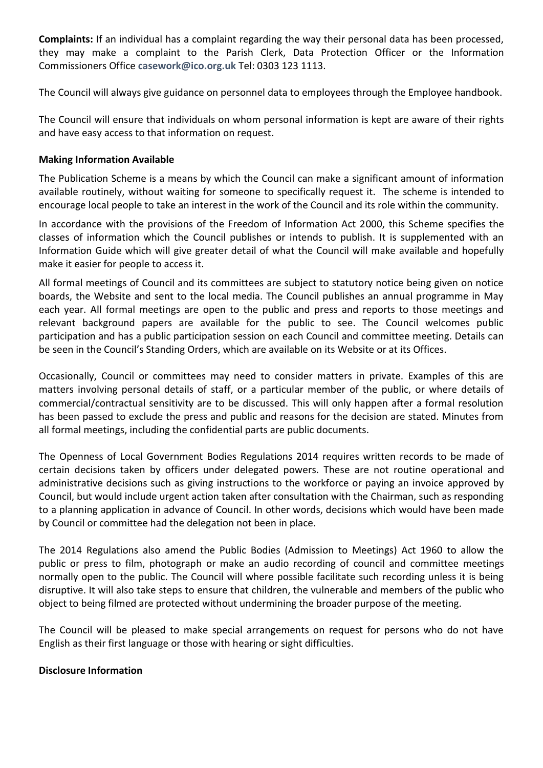**Complaints:** If an individual has a complaint regarding the way their personal data has been processed, they may make a complaint to the Parish Clerk, Data Protection Officer or the Information Commissioners Office **casework@ico.org.uk** Tel: 0303 123 1113.

The Council will always give guidance on personnel data to employees through the Employee handbook.

The Council will ensure that individuals on whom personal information is kept are aware of their rights and have easy access to that information on request.

**Making Information Available**

The Publication Scheme is a means by which the Council can make a significant amount of information available routinely, without waiting for someone to specifically request it. The scheme is intended to encourage local people to take an interest in the work of the Council and its role within the community.

In accordance with the provisions of the Freedom of Information Act 2000, this Scheme specifies the classes of information which the Council publishes or intends to publish. It is supplemented with an Information Guide which will give greater detail of what the Council will make available and hopefully make it easier for people to access it.

All formal meetings of Council and its committees are subject to statutory notice being given on notice boards, the Website and sent to the local media. The Council publishes an annual programme in May each year. All formal meetings are open to the public and press and reports to those meetings and relevant background papers are available for the public to see. The Council welcomes public participation and has a public participation session on each Council and committee meeting. Details can be seen in the Council's Standing Orders, which are available on its Website or at its Offices.

Occasionally, Council or committees may need to consider matters in private. Examples of this are matters involving personal details of staff, or a particular member of the public, or where details of commercial/contractual sensitivity are to be discussed. This will only happen after a formal resolution has been passed to exclude the press and public and reasons for the decision are stated. Minutes from all formal meetings, including the confidential parts are public documents.

The Openness of Local Government Bodies Regulations 2014 requires written records to be made of certain decisions taken by officers under delegated powers. These are not routine operational and administrative decisions such as giving instructions to the workforce or paying an invoice approved by Council, but would include urgent action taken after consultation with the Chairman, such as responding to a planning application in advance of Council. In other words, decisions which would have been made by Council or committee had the delegation not been in place.

The 2014 Regulations also amend the Public Bodies (Admission to Meetings) Act 1960 to allow the public or press to film, photograph or make an audio recording of council and committee meetings normally open to the public. The Council will where possible facilitate such recording unless it is being disruptive. It will also take steps to ensure that children, the vulnerable and members of the public who object to being filmed are protected without undermining the broader purpose of the meeting.

The Council will be pleased to make special arrangements on request for persons who do not have English as their first language or those with hearing or sight difficulties.

**Disclosure Information**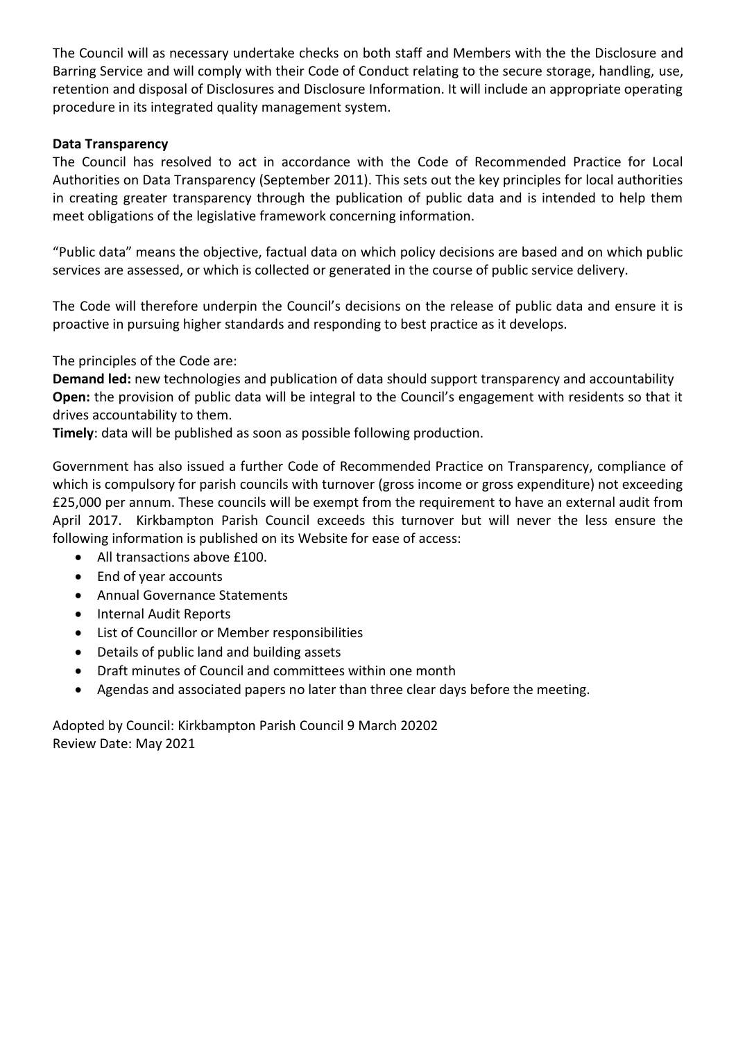The Council will as necessary undertake checks on both staff and Members with the the Disclosure and Barring Service and will comply with their Code of Conduct relating to the secure storage, handling, use, retention and disposal of Disclosures and Disclosure Information. It will include an appropriate operating procedure in its integrated quality management system.

**Data Transparency**

The Council has resolved to act in accordance with the Code of Recommended Practice for Local Authorities on Data Transparency (September 2011). This sets out the key principles for local authorities in creating greater transparency through the publication of public data and is intended to help them meet obligations of the legislative framework concerning information.

"Public data" means the objective, factual data on which policy decisions are based and on which public services are assessed, or which is collected or generated in the course of public service delivery.

The Code will therefore underpin the Council's decisions on the release of public data and ensure it is proactive in pursuing higher standards and responding to best practice as it develops.

The principles of the Code are:

**Demand led:** new technologies and publication of data should support transparency and accountability
**Open:** the provision of public data will be integral to the Council's engagement with residents so that it drives accountability to them.
**Timely**: data will be published as soon as possible following production.

Government has also issued a further Code of Recommended Practice on Transparency, compliance of which is compulsory for parish councils with turnover (gross income or gross expenditure) not exceeding £25,000 per annum. These councils will be exempt from the requirement to have an external audit from April 2017. Kirkbampton Parish Council exceeds this turnover but will never the less ensure the following information is published on its Website for ease of access:

- All transactions above £100.
- End of year accounts
- Annual Governance Statements
- Internal Audit Reports
- List of Councillor or Member responsibilities
- Details of public land and building assets
- Draft minutes of Council and committees within one month
- Agendas and associated papers no later than three clear days before the meeting.

Adopted by Council: Kirkbampton Parish Council 9 March 20202
Review Date: May 2021